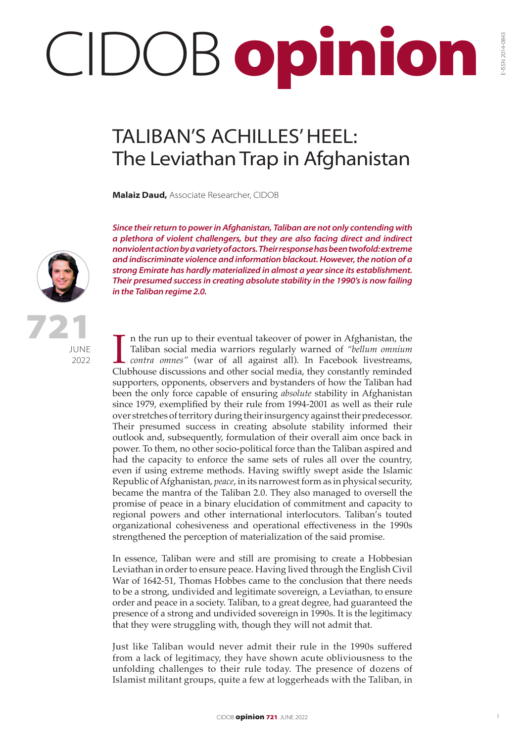# CIDOB opinion

# TALIBAN'S ACHILLES' HEEL: The Leviathan Trap in Afghanistan

**Malaiz Daud,** Associate Researcher, CIDOB

721
JUNE
2022

***Since their return to power in Afghanistan, Taliban are not only contending with a plethora of violent challengers, but they are also facing direct and indirect nonviolent action by a variety of actors. Their response has been twofold: extreme and indiscriminate violence and information blackout. However, the notion of a strong Emirate has hardly materialized in almost a year since its establishment. Their presumed success in creating absolute stability in the 1990's is now failing in the Taliban regime 2.0.***

In the run up to their eventual takeover of power in Afghanistan, the Taliban social media warriors regularly warned of *"bellum omnium contra omnes"* (war of all against all). In Facebook livestreams, Clubhouse discussions and other social media, they constantly reminded supporters, opponents, observers and bystanders of how the Taliban had been the only force capable of ensuring *absolute* stability in Afghanistan since 1979, exemplified by their rule from 1994-2001 as well as their rule over stretches of territory during their insurgency against their predecessor. Their presumed success in creating absolute stability informed their outlook and, subsequently, formulation of their overall aim once back in power. To them, no other socio-political force than the Taliban aspired and had the capacity to enforce the same sets of rules all over the country, even if using extreme methods. Having swiftly swept aside the Islamic Republic of Afghanistan, *peace*, in its narrowest form as in physical security, became the mantra of the Taliban 2.0. They also managed to oversell the promise of peace in a binary elucidation of commitment and capacity to regional powers and other international interlocutors. Taliban's touted organizational cohesiveness and operational effectiveness in the 1990s strengthened the perception of materialization of the said promise.

In essence, Taliban were and still are promising to create a Hobbesian Leviathan in order to ensure peace. Having lived through the English Civil War of 1642-51, Thomas Hobbes came to the conclusion that there needs to be a strong, undivided and legitimate sovereign, a Leviathan, to ensure order and peace in a society. Taliban, to a great degree, had guaranteed the presence of a strong and undivided sovereign in 1990s. It is the legitimacy that they were struggling with, though they will not admit that.

Just like Taliban would never admit their rule in the 1990s suffered from a lack of legitimacy, they have shown acute obliviousness to the unfolding challenges to their rule today. The presence of dozens of Islamist militant groups, quite a few at loggerheads with the Taliban, in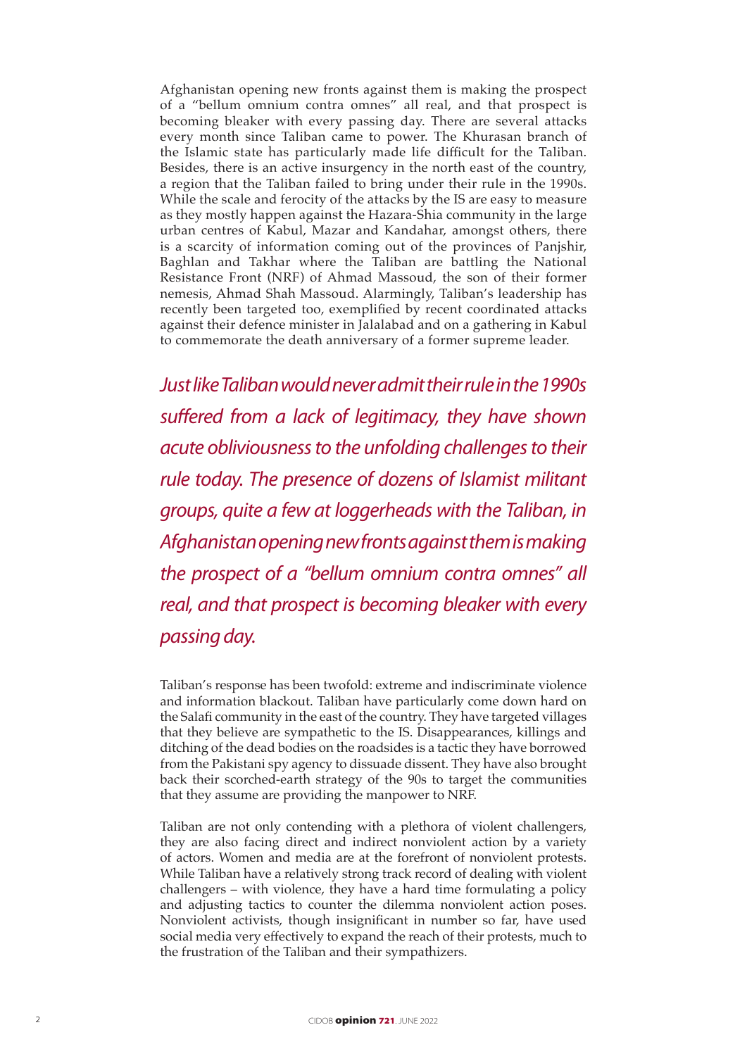Afghanistan opening new fronts against them is making the prospect of a "bellum omnium contra omnes" all real, and that prospect is becoming bleaker with every passing day. There are several attacks every month since Taliban came to power. The Khurasan branch of the Islamic state has particularly made life difficult for the Taliban. Besides, there is an active insurgency in the north east of the country, a region that the Taliban failed to bring under their rule in the 1990s. While the scale and ferocity of the attacks by the IS are easy to measure as they mostly happen against the Hazara-Shia community in the large urban centres of Kabul, Mazar and Kandahar, amongst others, there is a scarcity of information coming out of the provinces of Panjshir, Baghlan and Takhar where the Taliban are battling the National Resistance Front (NRF) of Ahmad Massoud, the son of their former nemesis, Ahmad Shah Massoud. Alarmingly, Taliban's leadership has recently been targeted too, exemplified by recent coordinated attacks against their defence minister in Jalalabad and on a gathering in Kabul to commemorate the death anniversary of a former supreme leader.

*Just like Taliban would never admit their rule in the 1990s suffered from a lack of legitimacy, they have shown acute obliviousness to the unfolding challenges to their rule today. The presence of dozens of Islamist militant groups, quite a few at loggerheads with the Taliban, in Afghanistan opening new fronts against them is making the prospect of a "bellum omnium contra omnes" all real, and that prospect is becoming bleaker with every passing day.*

Taliban's response has been twofold: extreme and indiscriminate violence and information blackout. Taliban have particularly come down hard on the Salafi community in the east of the country. They have targeted villages that they believe are sympathetic to the IS. Disappearances, killings and ditching of the dead bodies on the roadsides is a tactic they have borrowed from the Pakistani spy agency to dissuade dissent. They have also brought back their scorched-earth strategy of the 90s to target the communities that they assume are providing the manpower to NRF.

Taliban are not only contending with a plethora of violent challengers, they are also facing direct and indirect nonviolent action by a variety of actors. Women and media are at the forefront of nonviolent protests. While Taliban have a relatively strong track record of dealing with violent challengers – with violence, they have a hard time formulating a policy and adjusting tactics to counter the dilemma nonviolent action poses. Nonviolent activists, though insignificant in number so far, have used social media very effectively to expand the reach of their protests, much to the frustration of the Taliban and their sympathizers.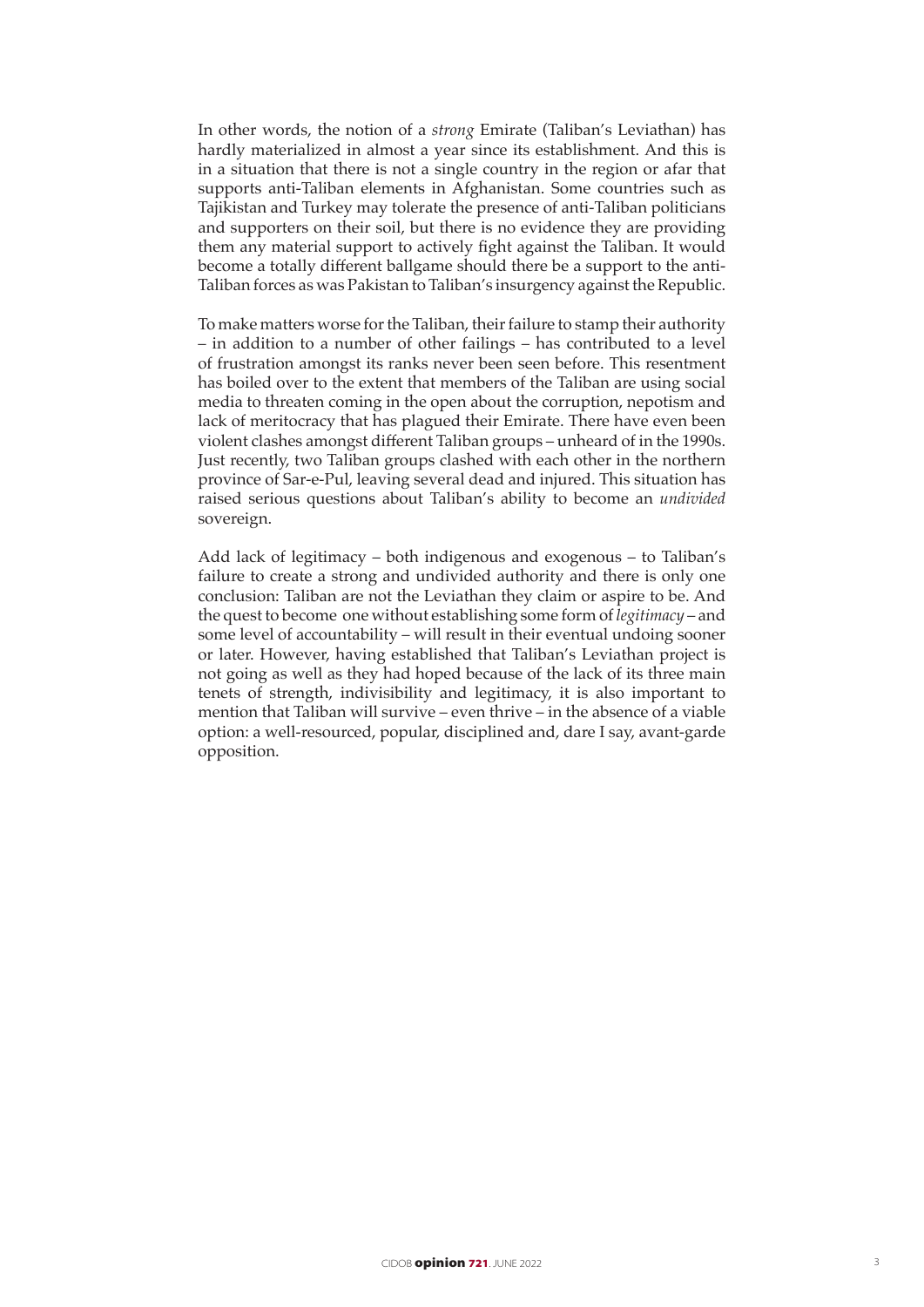In other words, the notion of a *strong* Emirate (Taliban's Leviathan) has hardly materialized in almost a year since its establishment. And this is in a situation that there is not a single country in the region or afar that supports anti-Taliban elements in Afghanistan. Some countries such as Tajikistan and Turkey may tolerate the presence of anti-Taliban politicians and supporters on their soil, but there is no evidence they are providing them any material support to actively fight against the Taliban. It would become a totally different ballgame should there be a support to the anti-Taliban forces as was Pakistan to Taliban's insurgency against the Republic.

To make matters worse for the Taliban, their failure to stamp their authority – in addition to a number of other failings – has contributed to a level of frustration amongst its ranks never been seen before. This resentment has boiled over to the extent that members of the Taliban are using social media to threaten coming in the open about the corruption, nepotism and lack of meritocracy that has plagued their Emirate. There have even been violent clashes amongst different Taliban groups – unheard of in the 1990s. Just recently, two Taliban groups clashed with each other in the northern province of Sar-e-Pul, leaving several dead and injured. This situation has raised serious questions about Taliban's ability to become an *undivided* sovereign.

Add lack of legitimacy – both indigenous and exogenous – to Taliban's failure to create a strong and undivided authority and there is only one conclusion: Taliban are not the Leviathan they claim or aspire to be. And the quest to become one without establishing some form of *legitimacy* – and some level of accountability – will result in their eventual undoing sooner or later. However, having established that Taliban's Leviathan project is not going as well as they had hoped because of the lack of its three main tenets of strength, indivisibility and legitimacy, it is also important to mention that Taliban will survive – even thrive – in the absence of a viable option: a well-resourced, popular, disciplined and, dare I say, avant-garde opposition.